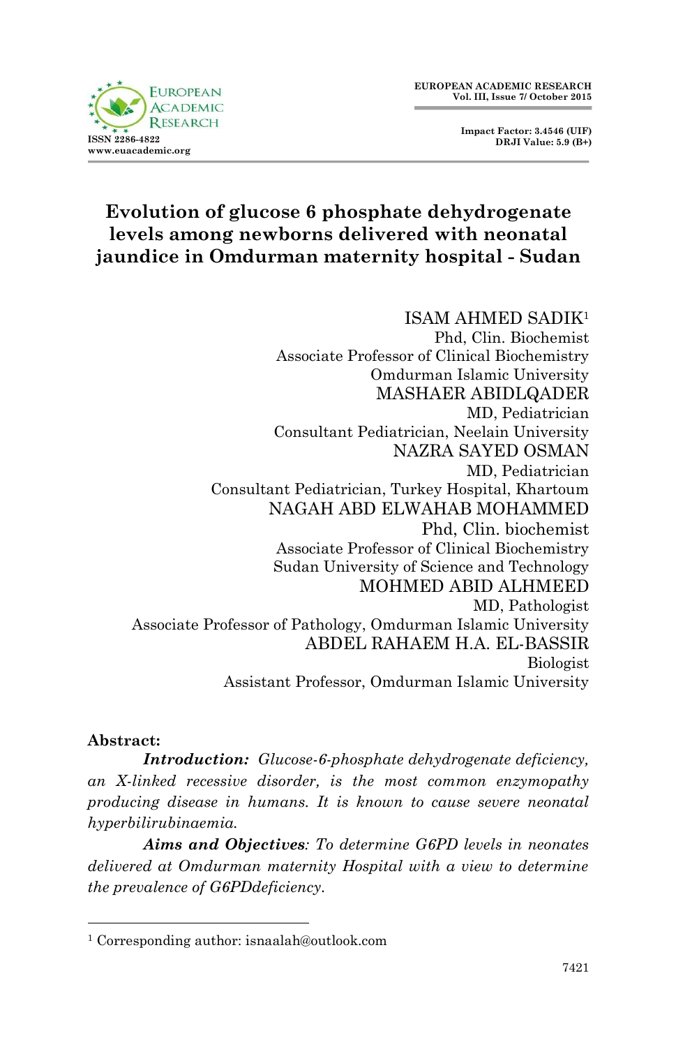# Evolution of glucose 6 phosphate dehydrogenate levels among newborns delivered with neonatal jaundice in Omdurman maternity hospital - Sudan

ISAM AHMED SADIK[1]
Phd, Clin. Biochemist
Associate Professor of Clinical Biochemistry
Omdurman Islamic University

MASHAER ABIDLQADER
MD, Pediatrician
Consultant Pediatrician, Neelain University

NAZRA SAYED OSMAN
MD, Pediatrician
Consultant Pediatrician, Turkey Hospital, Khartoum

NAGAH ABD ELWAHAB MOHAMMED
Phd, Clin. biochemist
Associate Professor of Clinical Biochemistry
Sudan University of Science and Technology

MOHMED ABID ALHMEED
MD, Pathologist
Associate Professor of Pathology, Omdurman Islamic University

ABDEL RAHAEM H.A. EL-BASSIR
Biologist
Assistant Professor, Omdurman Islamic University

**Abstract:**

***Introduction:*** *Glucose-6-phosphate dehydrogenate deficiency, an X-linked recessive disorder, is the most common enzymopathy producing disease in humans. It is known to cause severe neonatal hyperbilirubinaemia.*

***Aims and Objectives****: To determine G6PD levels in neonates delivered at Omdurman maternity Hospital with a view to determine the prevalence of G6PDdeficiency.*

[1] Corresponding author: isnaalah@outlook.com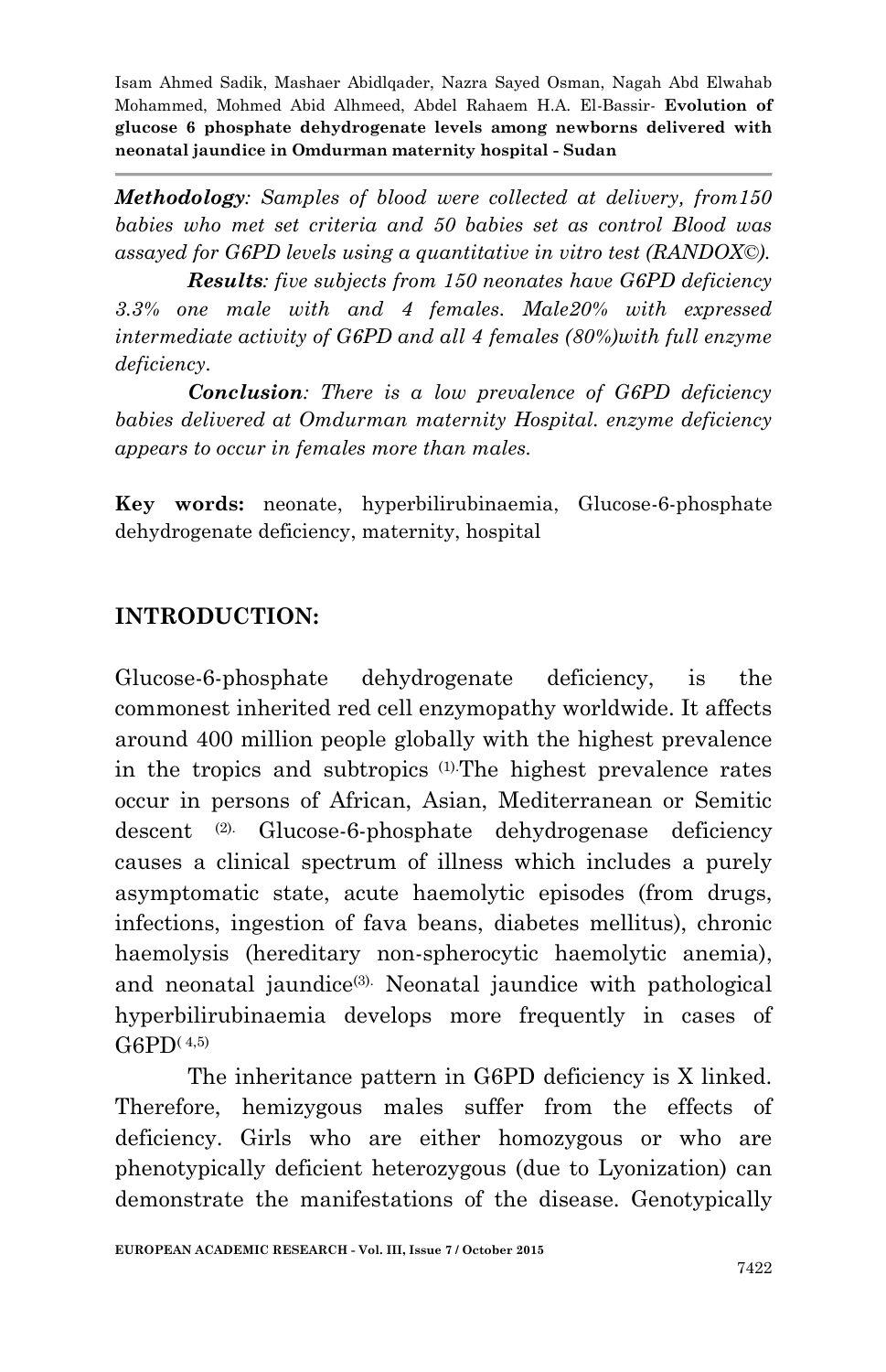***Methodology**: Samples of blood were collected at delivery, from150 babies who met set criteria and 50 babies set as control Blood was assayed for G6PD levels using a quantitative in vitro test (RANDOX©).*

***Results**: five subjects from 150 neonates have G6PD deficiency 3.3% one male with and 4 females. Male20% with expressed intermediate activity of G6PD and all 4 females (80%)with full enzyme deficiency.*

***Conclusion**: There is a low prevalence of G6PD deficiency babies delivered at Omdurman maternity Hospital. enzyme deficiency appears to occur in females more than males.*

**Key words:** neonate, hyperbilirubinaemia, Glucose-6-phosphate dehydrogenate deficiency, maternity, hospital

## INTRODUCTION:

Glucose-6-phosphate dehydrogenate deficiency, is the commonest inherited red cell enzymopathy worldwide. It affects around 400 million people globally with the highest prevalence in the tropics and subtropics [(1)]. The highest prevalence rates occur in persons of African, Asian, Mediterranean or Semitic descent [(2)]. Glucose-6-phosphate dehydrogenase deficiency causes a clinical spectrum of illness which includes a purely asymptomatic state, acute haemolytic episodes (from drugs, infections, ingestion of fava beans, diabetes mellitus), chronic haemolysis (hereditary non-spherocytic haemolytic anemia), and neonatal jaundice[(3)]. Neonatal jaundice with pathological hyperbilirubinaemia develops more frequently in cases of G6PD[(4,5)]

The inheritance pattern in G6PD deficiency is X linked. Therefore, hemizygous males suffer from the effects of deficiency. Girls who are either homozygous or who are phenotypically deficient heterozygous (due to Lyonization) can demonstrate the manifestations of the disease. Genotypically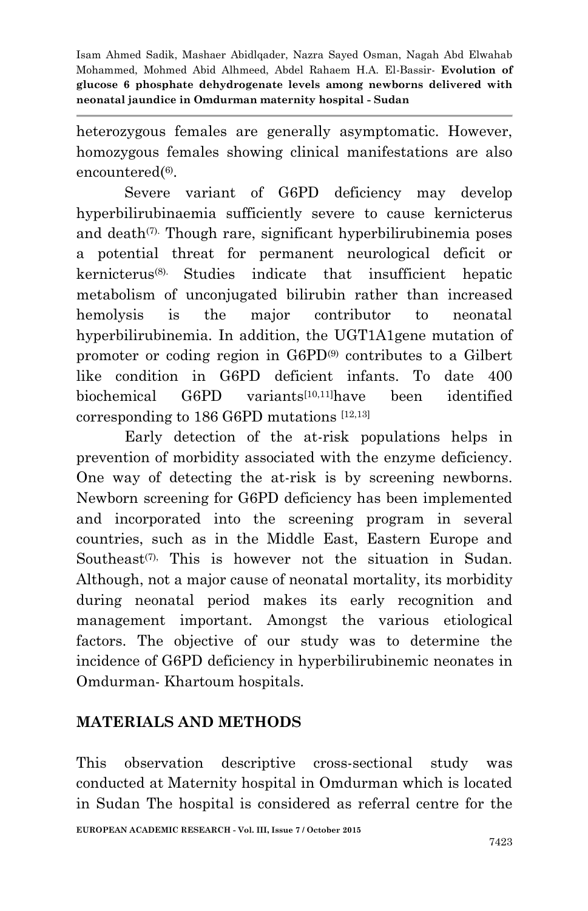heterozygous females are generally asymptomatic. However, homozygous females showing clinical manifestations are also encountered(6).

Severe variant of G6PD deficiency may develop hyperbilirubinaemia sufficiently severe to cause kernicterus and death(7). Though rare, significant hyperbilirubinemia poses a potential threat for permanent neurological deficit or kernicterus(8). Studies indicate that insufficient hepatic metabolism of unconjugated bilirubin rather than increased hemolysis is the major contributor to neonatal hyperbilirubinemia. In addition, the UGT1A1gene mutation of promoter or coding region in G6PD(9) contributes to a Gilbert like condition in G6PD deficient infants. To date 400 biochemical G6PD variants[10,11]have been identified corresponding to 186 G6PD mutations [12,13]

Early detection of the at-risk populations helps in prevention of morbidity associated with the enzyme deficiency. One way of detecting the at-risk is by screening newborns. Newborn screening for G6PD deficiency has been implemented and incorporated into the screening program in several countries, such as in the Middle East, Eastern Europe and Southeast(7). This is however not the situation in Sudan. Although, not a major cause of neonatal mortality, its morbidity during neonatal period makes its early recognition and management important. Amongst the various etiological factors. The objective of our study was to determine the incidence of G6PD deficiency in hyperbilirubinemic neonates in Omdurman- Khartoum hospitals.

## MATERIALS AND METHODS

This observation descriptive cross-sectional study was conducted at Maternity hospital in Omdurman which is located in Sudan The hospital is considered as referral centre for the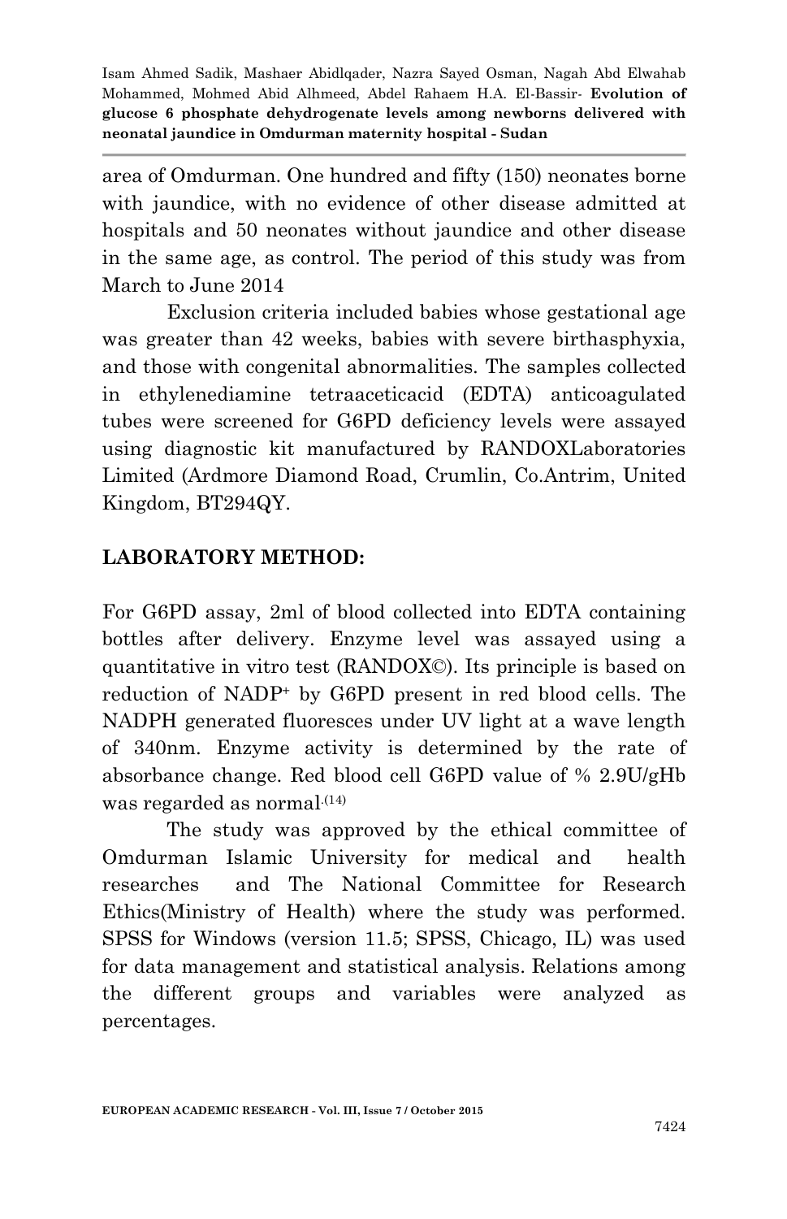area of Omdurman. One hundred and fifty (150) neonates borne with jaundice, with no evidence of other disease admitted at hospitals and 50 neonates without jaundice and other disease in the same age, as control. The period of this study was from March to June 2014

Exclusion criteria included babies whose gestational age was greater than 42 weeks, babies with severe birthasphyxia, and those with congenital abnormalities. The samples collected in ethylenediamine tetraaceticacid (EDTA) anticoagulated tubes were screened for G6PD deficiency levels were assayed using diagnostic kit manufactured by RANDOXLaboratories Limited (Ardmore Diamond Road, Crumlin, Co.Antrim, United Kingdom, BT294QY.

## LABORATORY METHOD:

For G6PD assay, 2ml of blood collected into EDTA containing bottles after delivery. Enzyme level was assayed using a quantitative in vitro test (RANDOX©). Its principle is based on reduction of $NADP^{+}$ by G6PD present in red blood cells. The NADPH generated fluoresces under UV light at a wave length of 340nm. Enzyme activity is determined by the rate of absorbance change. Red blood cell G6PD value of % 2.9U/gHb was regarded as normal.[14]

The study was approved by the ethical committee of Omdurman Islamic University for medical and health researches and The National Committee for Research Ethics(Ministry of Health) where the study was performed. SPSS for Windows (version 11.5; SPSS, Chicago, IL) was used for data management and statistical analysis. Relations among the different groups and variables were analyzed as percentages.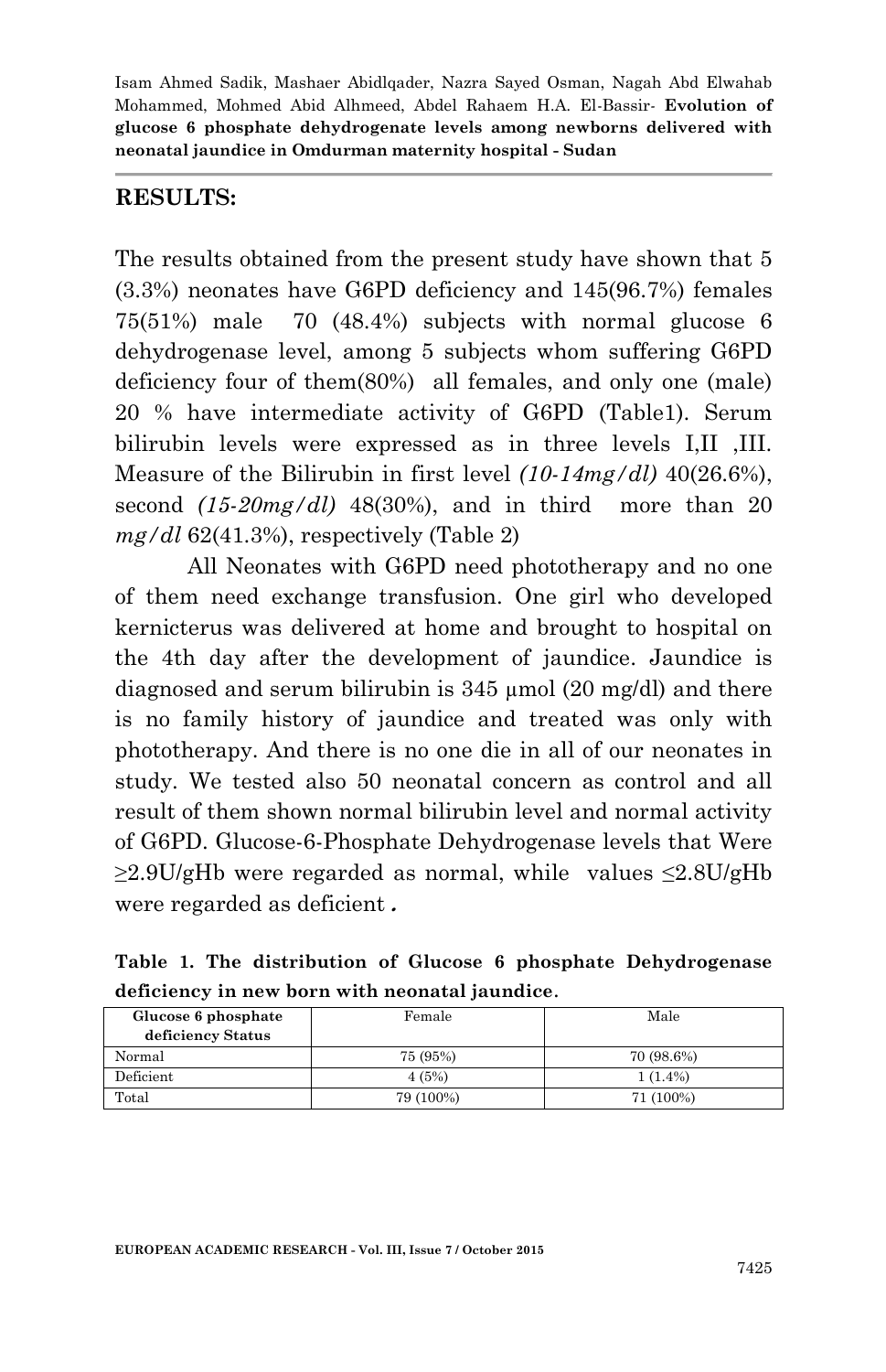## RESULTS:

The results obtained from the present study have shown that 5 (3.3%) neonates have G6PD deficiency and 145(96.7%) females 75(51%) male 70 (48.4%) subjects with normal glucose 6 dehydrogenase level, among 5 subjects whom suffering G6PD deficiency four of them(80%) all females, and only one (male) 20 % have intermediate activity of G6PD (Table1). Serum bilirubin levels were expressed as in three levels I,II ,III. Measure of the Bilirubin in first level *(10-14mg/dl)* 40(26.6%), second *(15-20mg/dl)* 48(30%), and in third more than 20 *mg/dl* 62(41.3%), respectively (Table 2)

All Neonates with G6PD need phototherapy and no one of them need exchange transfusion. One girl who developed kernicterus was delivered at home and brought to hospital on the 4th day after the development of jaundice. Jaundice is diagnosed and serum bilirubin is 345 μmol (20 mg/dl) and there is no family history of jaundice and treated was only with phototherapy. And there is no one die in all of our neonates in study. We tested also 50 neonatal concern as control and all result of them shown normal bilirubin level and normal activity of G6PD. Glucose-6-Phosphate Dehydrogenase levels that Were ≥2.9U/gHb were regarded as normal, while values ≤2.8U/gHb were regarded as deficient.

**Table 1. The distribution of Glucose 6 phosphate Dehydrogenase deficiency in new born with neonatal jaundice.**

| Glucose 6 phosphate deficiency Status | Female | Male |
|---|---|---|
| Normal | 75 (95%) | 70 (98.6%) |
| Deficient | 4 (5%) | 1 (1.4%) |
| Total | 79 (100%) | 71 (100%) |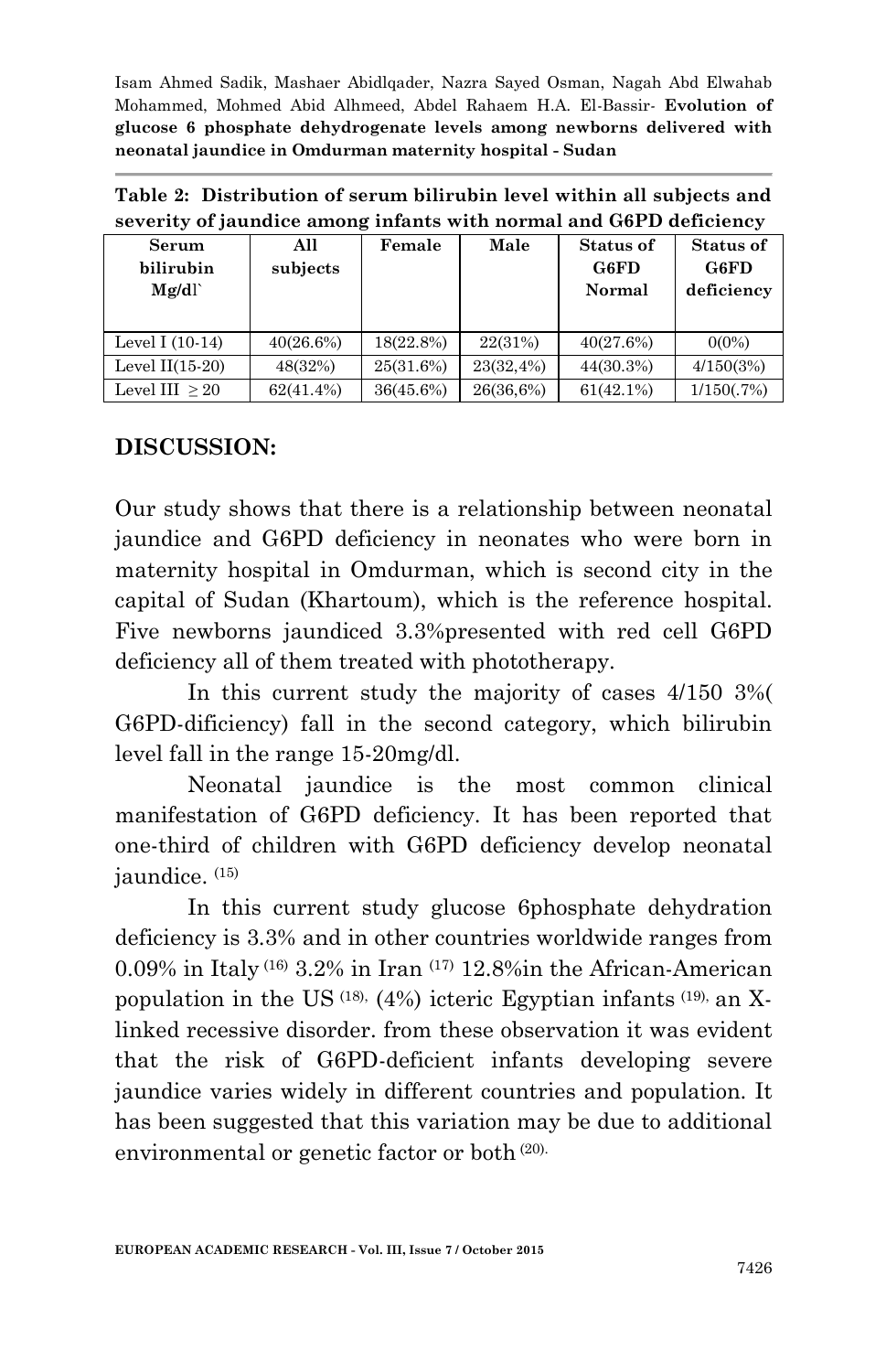**Table 2: Distribution of serum bilirubin level within all subjects and severity of jaundice among infants with normal and G6PD deficiency**

| Serum bilirubin Mg/dl` | All subjects | Female | Male | Status of G6FD Normal | Status of G6FD deficiency |
|---|---|---|---|---|---|
| Level I (10-14) | 40(26.6%) | 18(22.8%) | 22(31%) | 40(27.6%) | 0(0%) |
| Level II(15-20) | 48(32%) | 25(31.6%) | 23(32,4%) | 44(30.3%) | 4/150(3%) |
| Level III ≥ 20 | 62(41.4%) | 36(45.6%) | 26(36,6%) | 61(42.1%) | 1/150(.7%) |

## DISCUSSION:

Our study shows that there is a relationship between neonatal jaundice and G6PD deficiency in neonates who were born in maternity hospital in Omdurman, which is second city in the capital of Sudan (Khartoum), which is the reference hospital. Five newborns jaundiced 3.3%presented with red cell G6PD deficiency all of them treated with phototherapy.

In this current study the majority of cases 4/150 3%( G6PD-dificiency) fall in the second category, which bilirubin level fall in the range 15-20mg/dl.

Neonatal jaundice is the most common clinical manifestation of G6PD deficiency. It has been reported that one-third of children with G6PD deficiency develop neonatal jaundice. [15]

In this current study glucose 6phosphate dehydration deficiency is 3.3% and in other countries worldwide ranges from 0.09% in Italy [16] 3.2% in Iran [17] 12.8%in the African-American population in the US [18], (4%) icteric Egyptian infants [19], an X-linked recessive disorder. from these observation it was evident that the risk of G6PD-deficient infants developing severe jaundice varies widely in different countries and population. It has been suggested that this variation may be due to additional environmental or genetic factor or both [20].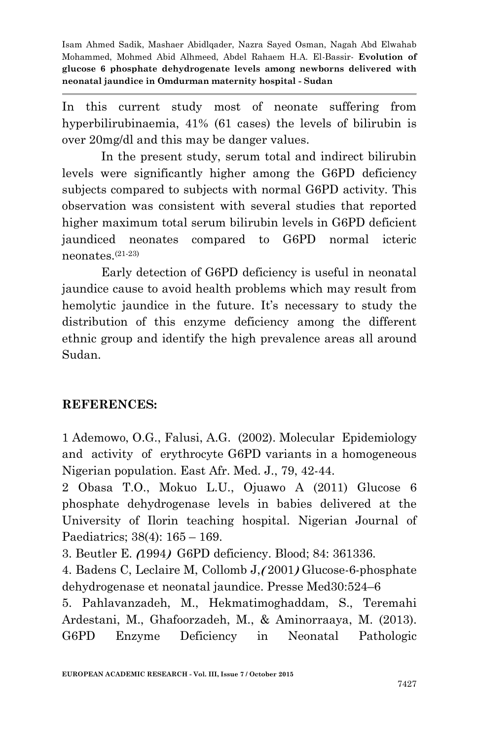In this current study most of neonate suffering from hyperbilirubinaemia, 41% (61 cases) the levels of bilirubin is over 20mg/dl and this may be danger values.

In the present study, serum total and indirect bilirubin levels were significantly higher among the G6PD deficiency subjects compared to subjects with normal G6PD activity. This observation was consistent with several studies that reported higher maximum total serum bilirubin levels in G6PD deficient jaundiced neonates compared to G6PD normal icteric neonates.[21-23]

Early detection of G6PD deficiency is useful in neonatal jaundice cause to avoid health problems which may result from hemolytic jaundice in the future. It's necessary to study the distribution of this enzyme deficiency among the different ethnic group and identify the high prevalence areas all around Sudan.

## REFERENCES:

1 Ademowo, O.G., Falusi, A.G. (2002). Molecular Epidemiology and activity of erythrocyte G6PD variants in a homogeneous Nigerian population. East Afr. Med. J., 79, 42-44.

2 Obasa T.O., Mokuo L.U., Ojuawo A (2011) Glucose 6 phosphate dehydrogenase levels in babies delivered at the University of Ilorin teaching hospital. Nigerian Journal of Paediatrics; 38(4): 165 – 169.

3. Beutler E. (1994) G6PD deficiency. Blood; 84: 361336.

4. Badens C, Leclaire M, Collomb J, (2001) Glucose-6-phosphate dehydrogenase et neonatal jaundice. Presse Med30:524–6

5. Pahlavanzadeh, M., Hekmatimoghaddam, S., Teremahi Ardestani, M., Ghafoorzadeh, M., & Aminorraaya, M. (2013). G6PD Enzyme Deficiency in Neonatal Pathologic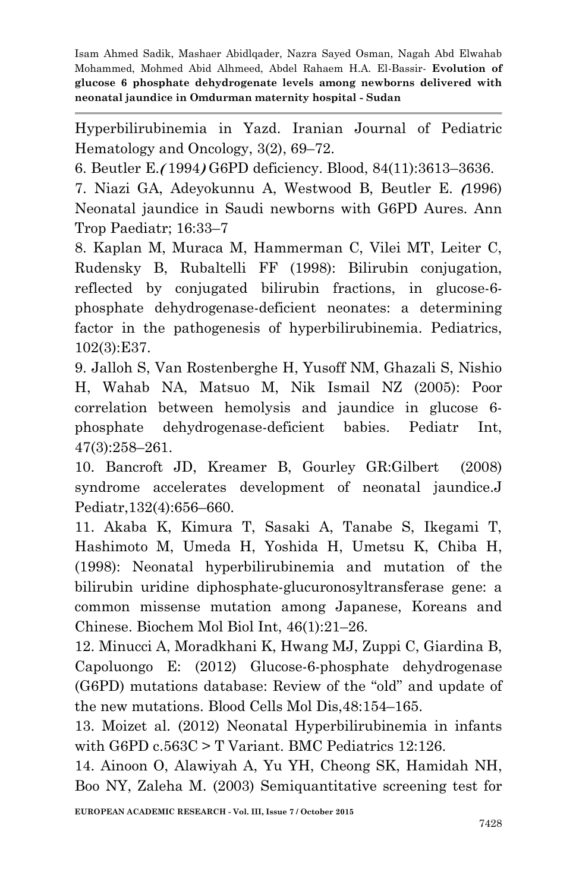Hyperbilirubinemia in Yazd. Iranian Journal of Pediatric Hematology and Oncology, 3(2), 69–72.

6. Beutler E.( 1994) G6PD deficiency. Blood, 84(11):3613–3636.

7. Niazi GA, Adeyokunnu A, Westwood B, Beutler E. (1996) Neonatal jaundice in Saudi newborns with G6PD Aures. Ann Trop Paediatr; 16:33–7

8. Kaplan M, Muraca M, Hammerman C, Vilei MT, Leiter C, Rudensky B, Rubaltelli FF (1998): Bilirubin conjugation, reflected by conjugated bilirubin fractions, in glucose-6-phosphate dehydrogenase-deficient neonates: a determining factor in the pathogenesis of hyperbilirubinemia. Pediatrics, 102(3):E37.

9. Jalloh S, Van Rostenberghe H, Yusoff NM, Ghazali S, Nishio H, Wahab NA, Matsuo M, Nik Ismail NZ (2005): Poor correlation between hemolysis and jaundice in glucose 6-phosphate dehydrogenase-deficient babies. Pediatr Int, 47(3):258–261.

10. Bancroft JD, Kreamer B, Gourley GR:Gilbert (2008) syndrome accelerates development of neonatal jaundice.J Pediatr,132(4):656–660.

11. Akaba K, Kimura T, Sasaki A, Tanabe S, Ikegami T, Hashimoto M, Umeda H, Yoshida H, Umetsu K, Chiba H, (1998): Neonatal hyperbilirubinemia and mutation of the bilirubin uridine diphosphate-glucuronosyltransferase gene: a common missense mutation among Japanese, Koreans and Chinese. Biochem Mol Biol Int, 46(1):21–26.

12. Minucci A, Moradkhani K, Hwang MJ, Zuppi C, Giardina B, Capoluongo E: (2012) Glucose-6-phosphate dehydrogenase (G6PD) mutations database: Review of the "old" and update of the new mutations. Blood Cells Mol Dis,48:154–165.

13. Moizet al. (2012) Neonatal Hyperbilirubinemia in infants with G6PD c.563C > T Variant. BMC Pediatrics 12:126.

14. Ainoon O, Alawiyah A, Yu YH, Cheong SK, Hamidah NH, Boo NY, Zaleha M. (2003) Semiquantitative screening test for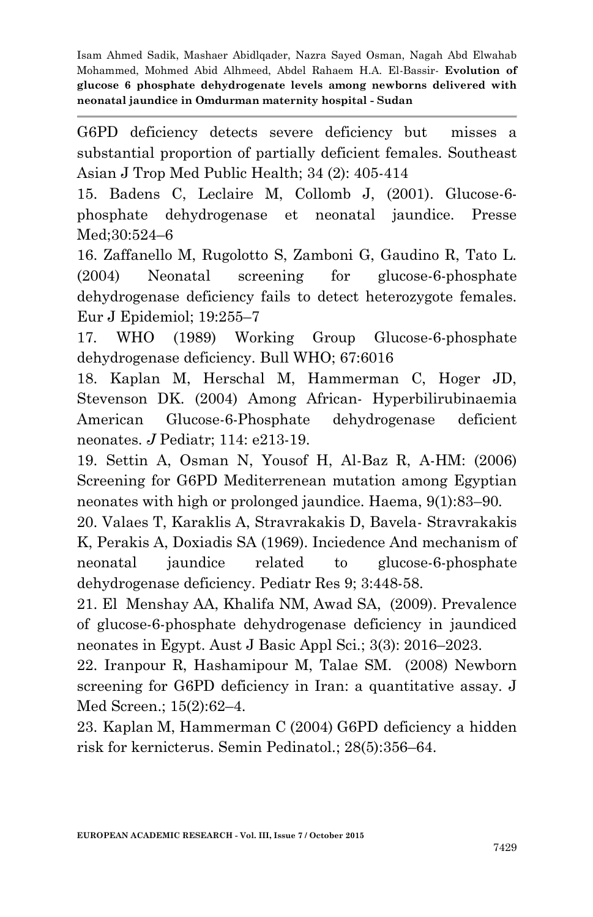G6PD deficiency detects severe deficiency but misses a substantial proportion of partially deficient females. Southeast Asian J Trop Med Public Health; 34 (2): 405-414

15. Badens C, Leclaire M, Collomb J, (2001). Glucose-6-phosphate dehydrogenase et neonatal jaundice. Presse Med;30:524–6

16. Zaffanello M, Rugolotto S, Zamboni G, Gaudino R, Tato L. (2004) Neonatal screening for glucose-6-phosphate dehydrogenase deficiency fails to detect heterozygote females. Eur J Epidemiol; 19:255–7

17. WHO (1989) Working Group Glucose-6-phosphate dehydrogenase deficiency. Bull WHO; 67:6016

18. Kaplan M, Herschal M, Hammerman C, Hoger JD, Stevenson DK. (2004) Among African- Hyperbilirubinaemia American Glucose-6-Phosphate dehydrogenase deficient neonates. *J* Pediatr; 114: e213-19.

19. Settin A, Osman N, Yousof H, Al-Baz R, A-HM: (2006) Screening for G6PD Mediterrenean mutation among Egyptian neonates with high or prolonged jaundice. Haema, 9(1):83–90.

20. Valaes T, Karaklis A, Stravrakakis D, Bavela- Stravrakakis K, Perakis A, Doxiadis SA (1969). Inciedence And mechanism of neonatal jaundice related to glucose-6-phosphate dehydrogenase deficiency. Pediatr Res 9; 3:448-58.

21. El Menshay AA, Khalifa NM, Awad SA, (2009). Prevalence of glucose-6-phosphate dehydrogenase deficiency in jaundiced neonates in Egypt. Aust J Basic Appl Sci.; 3(3): 2016–2023.

22. Iranpour R, Hashamipour M, Talae SM. (2008) Newborn screening for G6PD deficiency in Iran: a quantitative assay. J Med Screen.; 15(2):62–4.

23. Kaplan M, Hammerman C (2004) G6PD deficiency a hidden risk for kernicterus. Semin Pedinatol.; 28(5):356–64.